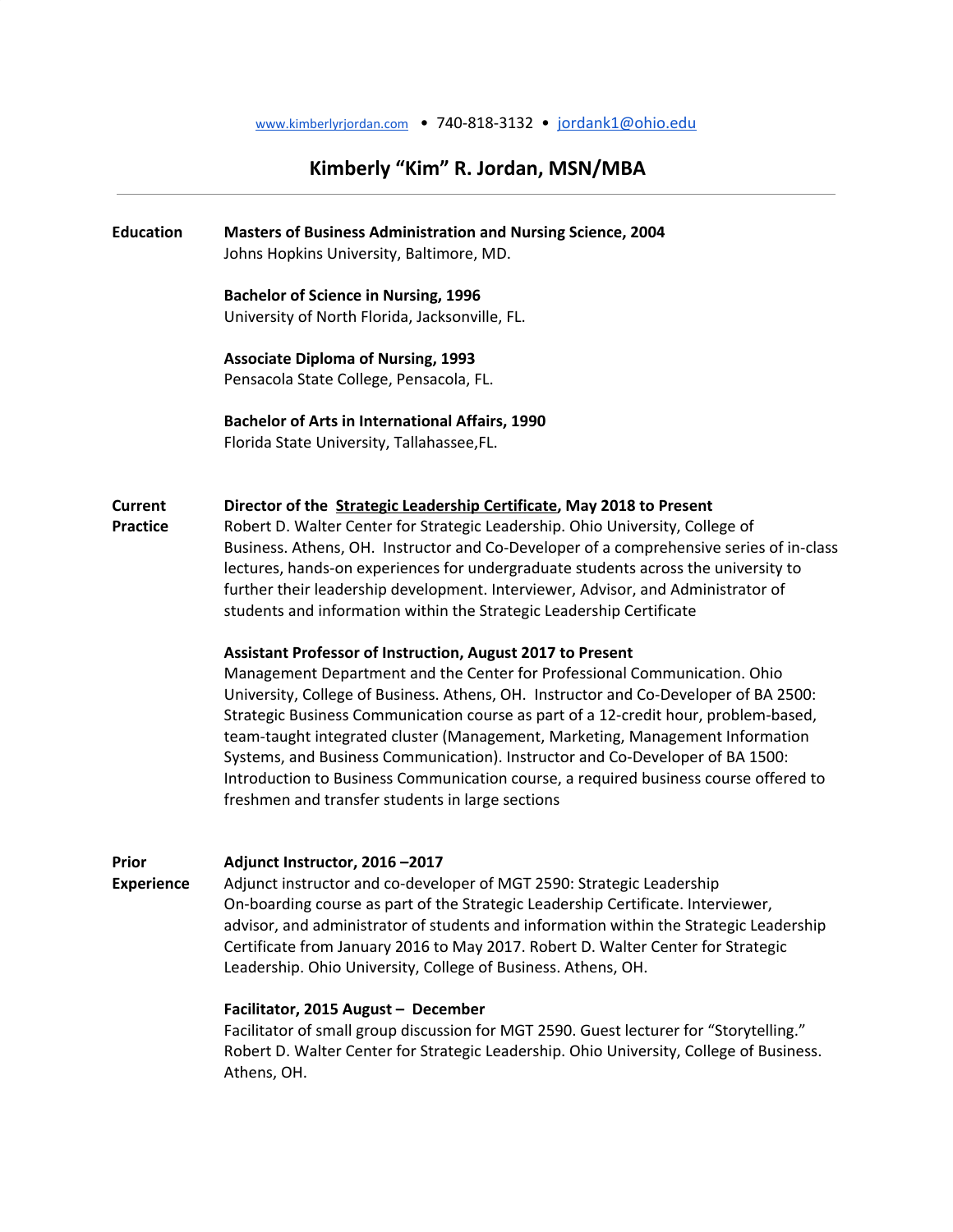www.kimberlyrjordan.com • 740-818-3132 • jordank1@ohio.edu

# Kimberly "Kim" R. Jordan, MSN/MBA

## Education

**Masters of Business Administration and Nursing Science, 2004**
Johns Hopkins University, Baltimore, MD.

**Bachelor of Science in Nursing, 1996**
University of North Florida, Jacksonville, FL.

**Associate Diploma of Nursing, 1993**
Pensacola State College, Pensacola, FL.

**Bachelor of Arts in International Affairs, 1990**
Florida State University, Tallahassee,FL.

## Current Practice

**Director of the Strategic Leadership Certificate, May 2018 to Present**
Robert D. Walter Center for Strategic Leadership. Ohio University, College of Business. Athens, OH. Instructor and Co-Developer of a comprehensive series of in-class lectures, hands-on experiences for undergraduate students across the university to further their leadership development. Interviewer, Advisor, and Administrator of students and information within the Strategic Leadership Certificate

**Assistant Professor of Instruction, August 2017 to Present**
Management Department and the Center for Professional Communication. Ohio University, College of Business. Athens, OH. Instructor and Co-Developer of BA 2500: Strategic Business Communication course as part of a 12-credit hour, problem-based, team-taught integrated cluster (Management, Marketing, Management Information Systems, and Business Communication). Instructor and Co-Developer of BA 1500: Introduction to Business Communication course, a required business course offered to freshmen and transfer students in large sections

## Prior Experience

**Adjunct Instructor, 2016 –2017**
Adjunct instructor and co-developer of MGT 2590: Strategic Leadership On-boarding course as part of the Strategic Leadership Certificate. Interviewer, advisor, and administrator of students and information within the Strategic Leadership Certificate from January 2016 to May 2017. Robert D. Walter Center for Strategic Leadership. Ohio University, College of Business. Athens, OH.

**Facilitator, 2015 August – December**
Facilitator of small group discussion for MGT 2590. Guest lecturer for "Storytelling." Robert D. Walter Center for Strategic Leadership. Ohio University, College of Business. Athens, OH.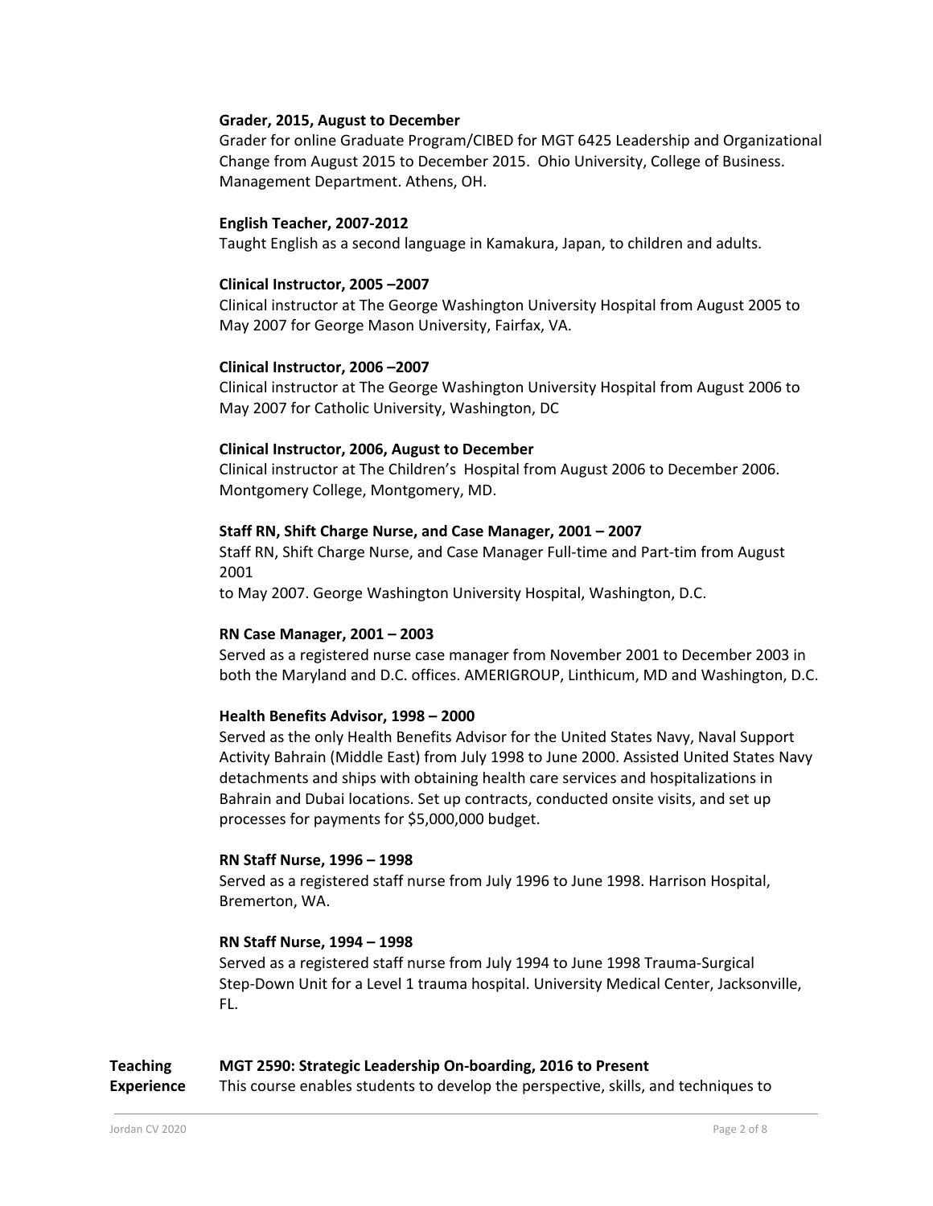**Grader, 2015, August to December**
Grader for online Graduate Program/CIBED for MGT 6425 Leadership and Organizational Change from August 2015 to December 2015. Ohio University, College of Business. Management Department. Athens, OH.

**English Teacher, 2007-2012**
Taught English as a second language in Kamakura, Japan, to children and adults.

**Clinical Instructor, 2005 –2007**
Clinical instructor at The George Washington University Hospital from August 2005 to May 2007 for George Mason University, Fairfax, VA.

**Clinical Instructor, 2006 –2007**
Clinical instructor at The George Washington University Hospital from August 2006 to May 2007 for Catholic University, Washington, DC

**Clinical Instructor, 2006, August to December**
Clinical instructor at The Children's Hospital from August 2006 to December 2006. Montgomery College, Montgomery, MD.

**Staff RN, Shift Charge Nurse, and Case Manager, 2001 – 2007**
Staff RN, Shift Charge Nurse, and Case Manager Full-time and Part-tim from August 2001
to May 2007. George Washington University Hospital, Washington, D.C.

**RN Case Manager, 2001 – 2003**
Served as a registered nurse case manager from November 2001 to December 2003 in both the Maryland and D.C. offices. AMERIGROUP, Linthicum, MD and Washington, D.C.

**Health Benefits Advisor, 1998 – 2000**
Served as the only Health Benefits Advisor for the United States Navy, Naval Support Activity Bahrain (Middle East) from July 1998 to June 2000. Assisted United States Navy detachments and ships with obtaining health care services and hospitalizations in Bahrain and Dubai locations. Set up contracts, conducted onsite visits, and set up processes for payments for $5,000,000 budget.

**RN Staff Nurse, 1996 – 1998**
Served as a registered staff nurse from July 1996 to June 1998. Harrison Hospital, Bremerton, WA.

**RN Staff Nurse, 1994 – 1998**
Served as a registered staff nurse from July 1994 to June 1998 Trauma-Surgical Step-Down Unit for a Level 1 trauma hospital. University Medical Center, Jacksonville, FL.

## Teaching Experience

**MGT 2590: Strategic Leadership On-boarding, 2016 to Present**
This course enables students to develop the perspective, skills, and techniques to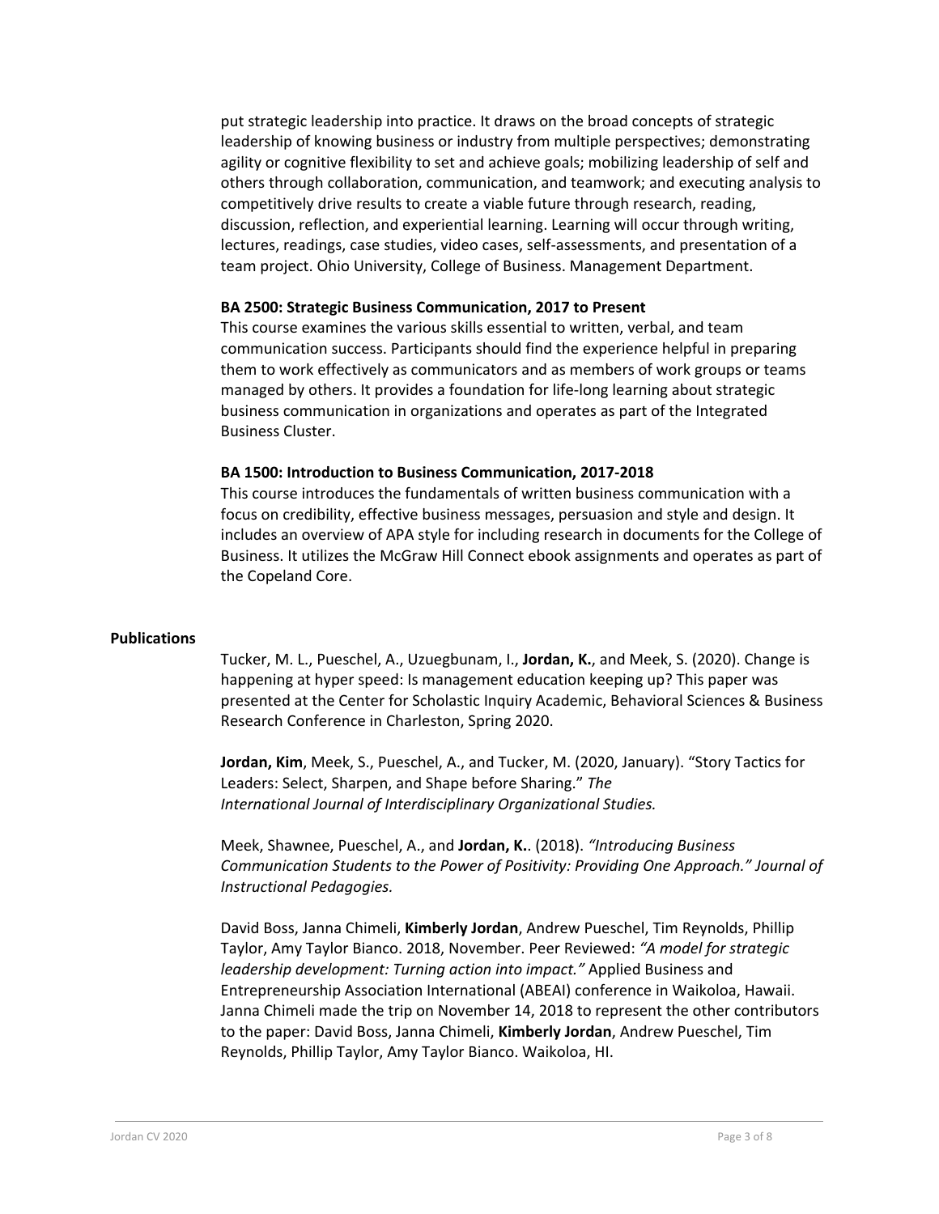put strategic leadership into practice. It draws on the broad concepts of strategic leadership of knowing business or industry from multiple perspectives; demonstrating agility or cognitive flexibility to set and achieve goals; mobilizing leadership of self and others through collaboration, communication, and teamwork; and executing analysis to competitively drive results to create a viable future through research, reading, discussion, reflection, and experiential learning. Learning will occur through writing, lectures, readings, case studies, video cases, self-assessments, and presentation of a team project. Ohio University, College of Business. Management Department.

**BA 2500: Strategic Business Communication, 2017 to Present**
This course examines the various skills essential to written, verbal, and team communication success. Participants should find the experience helpful in preparing them to work effectively as communicators and as members of work groups or teams managed by others. It provides a foundation for life-long learning about strategic business communication in organizations and operates as part of the Integrated Business Cluster.

**BA 1500: Introduction to Business Communication, 2017-2018**
This course introduces the fundamentals of written business communication with a focus on credibility, effective business messages, persuasion and style and design. It includes an overview of APA style for including research in documents for the College of Business. It utilizes the McGraw Hill Connect ebook assignments and operates as part of the Copeland Core.

**Publications**

Tucker, M. L., Pueschel, A., Uzuegbunam, I., **Jordan, K.**, and Meek, S. (2020). Change is happening at hyper speed: Is management education keeping up? This paper was presented at the Center for Scholastic Inquiry Academic, Behavioral Sciences & Business Research Conference in Charleston, Spring 2020.

**Jordan, Kim**, Meek, S., Pueschel, A., and Tucker, M. (2020, January). "Story Tactics for Leaders: Select, Sharpen, and Shape before Sharing." *The International Journal of Interdisciplinary Organizational Studies.*

Meek, Shawnee, Pueschel, A., and **Jordan, K.**. (2018). *"Introducing Business Communication Students to the Power of Positivity: Providing One Approach." Journal of Instructional Pedagogies.*

David Boss, Janna Chimeli, **Kimberly Jordan**, Andrew Pueschel, Tim Reynolds, Phillip Taylor, Amy Taylor Bianco. 2018, November. Peer Reviewed: *"A model for strategic leadership development: Turning action into impact."* Applied Business and Entrepreneurship Association International (ABEAI) conference in Waikoloa, Hawaii. Janna Chimeli made the trip on November 14, 2018 to represent the other contributors to the paper: David Boss, Janna Chimeli, **Kimberly Jordan**, Andrew Pueschel, Tim Reynolds, Phillip Taylor, Amy Taylor Bianco. Waikoloa, HI.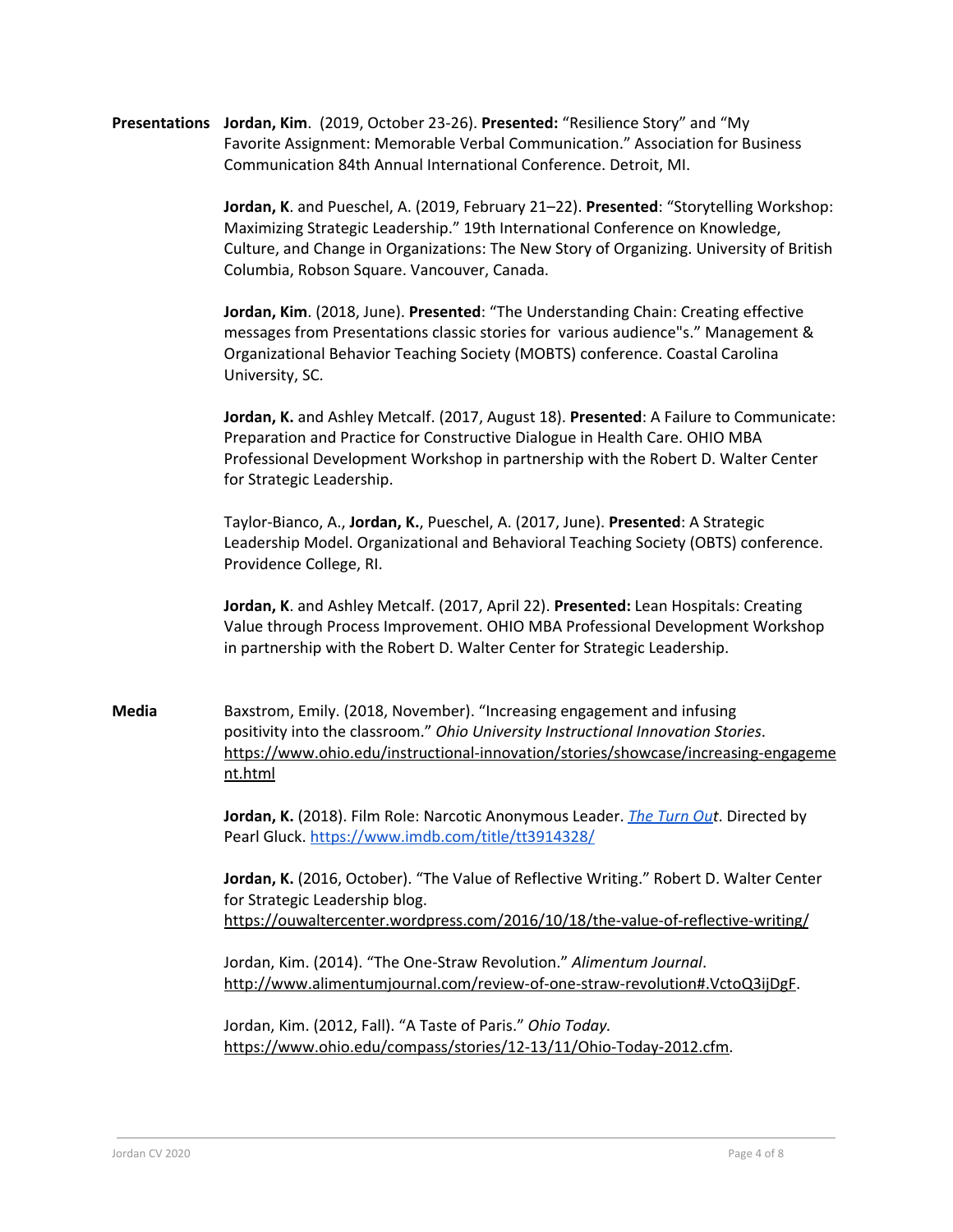**Presentations**

**Jordan, Kim**. (2019, October 23-26). **Presented:** "Resilience Story" and "My Favorite Assignment: Memorable Verbal Communication." Association for Business Communication 84th Annual International Conference. Detroit, MI.

**Jordan, K**. and Pueschel, A. (2019, February 21–22). **Presented**: "Storytelling Workshop: Maximizing Strategic Leadership." 19th International Conference on Knowledge, Culture, and Change in Organizations: The New Story of Organizing. University of British Columbia, Robson Square. Vancouver, Canada.

**Jordan, Kim**. (2018, June). **Presented**: "The Understanding Chain: Creating effective messages from Presentations classic stories for various audience"s." Management & Organizational Behavior Teaching Society (MOBTS) conference. Coastal Carolina University, SC.

**Jordan, K.** and Ashley Metcalf. (2017, August 18). **Presented**: A Failure to Communicate: Preparation and Practice for Constructive Dialogue in Health Care. OHIO MBA Professional Development Workshop in partnership with the Robert D. Walter Center for Strategic Leadership.

Taylor-Bianco, A., **Jordan, K.**, Pueschel, A. (2017, June). **Presented**: A Strategic Leadership Model. Organizational and Behavioral Teaching Society (OBTS) conference. Providence College, RI.

**Jordan, K**. and Ashley Metcalf. (2017, April 22). **Presented:** Lean Hospitals: Creating Value through Process Improvement. OHIO MBA Professional Development Workshop in partnership with the Robert D. Walter Center for Strategic Leadership.

**Media**

Baxstrom, Emily. (2018, November). "Increasing engagement and infusing positivity into the classroom." *Ohio University Instructional Innovation Stories*. https://www.ohio.edu/instructional-innovation/stories/showcase/increasing-engagement.html

**Jordan, K.** (2018). Film Role: Narcotic Anonymous Leader. *The Turn Out*. Directed by Pearl Gluck. https://www.imdb.com/title/tt3914328/

**Jordan, K.** (2016, October). "The Value of Reflective Writing." Robert D. Walter Center for Strategic Leadership blog. https://ouwaltercenter.wordpress.com/2016/10/18/the-value-of-reflective-writing/

Jordan, Kim. (2014). "The One-Straw Revolution." *Alimentum Journal*. http://www.alimentumjournal.com/review-of-one-straw-revolution#.VctoQ3ijDgF.

Jordan, Kim. (2012, Fall). "A Taste of Paris." *Ohio Today.* https://www.ohio.edu/compass/stories/12-13/11/Ohio-Today-2012.cfm.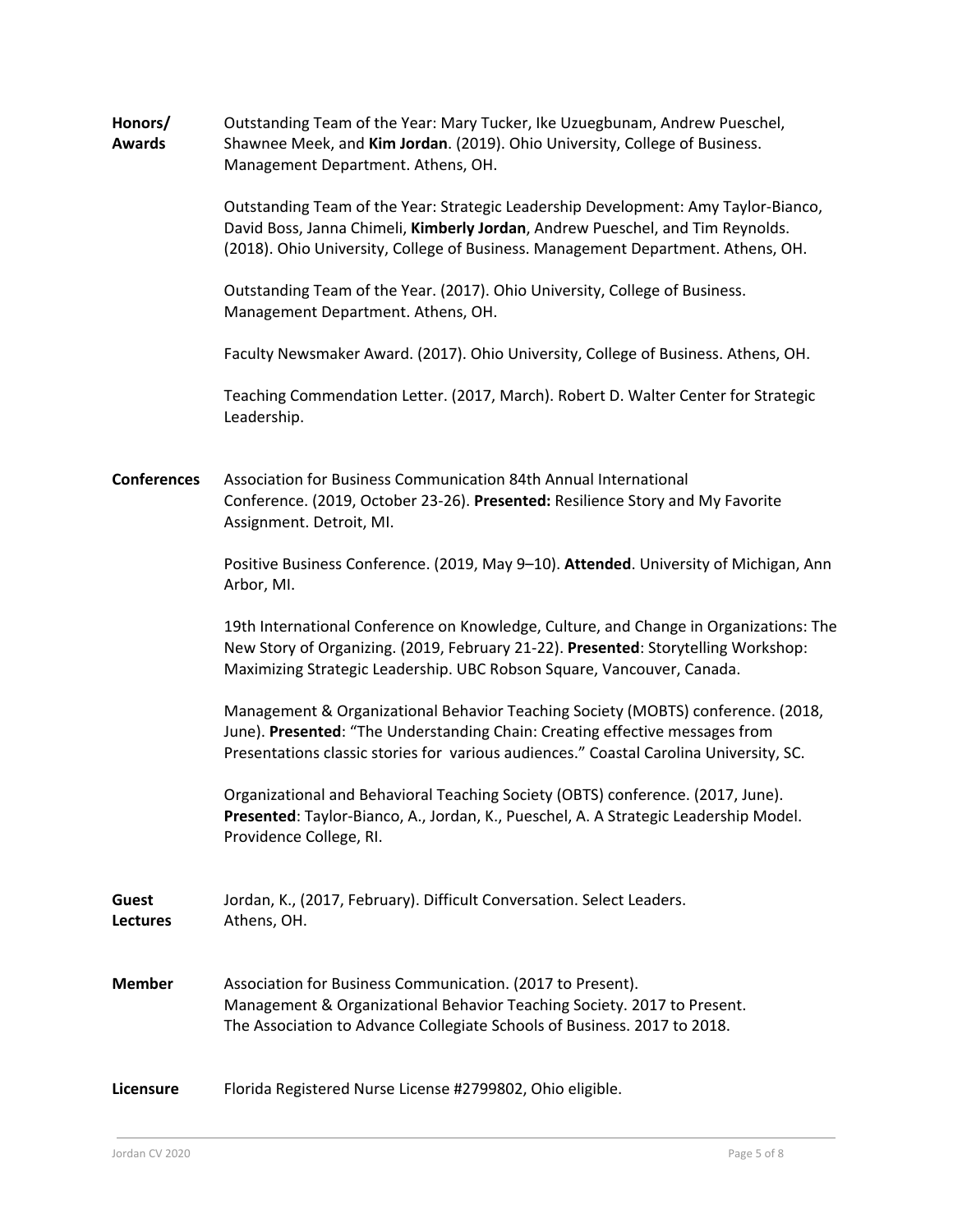**Honors/ Awards**

Outstanding Team of the Year: Mary Tucker, Ike Uzuegbunam, Andrew Pueschel, Shawnee Meek, and **Kim Jordan**. (2019). Ohio University, College of Business. Management Department. Athens, OH.

Outstanding Team of the Year: Strategic Leadership Development: Amy Taylor-Bianco, David Boss, Janna Chimeli, **Kimberly Jordan**, Andrew Pueschel, and Tim Reynolds. (2018). Ohio University, College of Business. Management Department. Athens, OH.

Outstanding Team of the Year. (2017). Ohio University, College of Business. Management Department. Athens, OH.

Faculty Newsmaker Award. (2017). Ohio University, College of Business. Athens, OH.

Teaching Commendation Letter. (2017, March). Robert D. Walter Center for Strategic Leadership.

**Conferences**

Association for Business Communication 84th Annual International Conference. (2019, October 23-26). **Presented:** Resilience Story and My Favorite Assignment. Detroit, MI.

Positive Business Conference. (2019, May 9–10). **Attended**. University of Michigan, Ann Arbor, MI.

19th International Conference on Knowledge, Culture, and Change in Organizations: The New Story of Organizing. (2019, February 21-22). **Presented**: Storytelling Workshop: Maximizing Strategic Leadership. UBC Robson Square, Vancouver, Canada.

Management & Organizational Behavior Teaching Society (MOBTS) conference. (2018, June). **Presented**: "The Understanding Chain: Creating effective messages from Presentations classic stories for various audiences." Coastal Carolina University, SC.

Organizational and Behavioral Teaching Society (OBTS) conference. (2017, June). **Presented**: Taylor-Bianco, A., Jordan, K., Pueschel, A. A Strategic Leadership Model. Providence College, RI.

**Guest Lectures**

Jordan, K., (2017, February). Difficult Conversation. Select Leaders. Athens, OH.

**Member**

Association for Business Communication. (2017 to Present).
Management & Organizational Behavior Teaching Society. 2017 to Present.
The Association to Advance Collegiate Schools of Business. 2017 to 2018.

**Licensure**

Florida Registered Nurse License #2799802, Ohio eligible.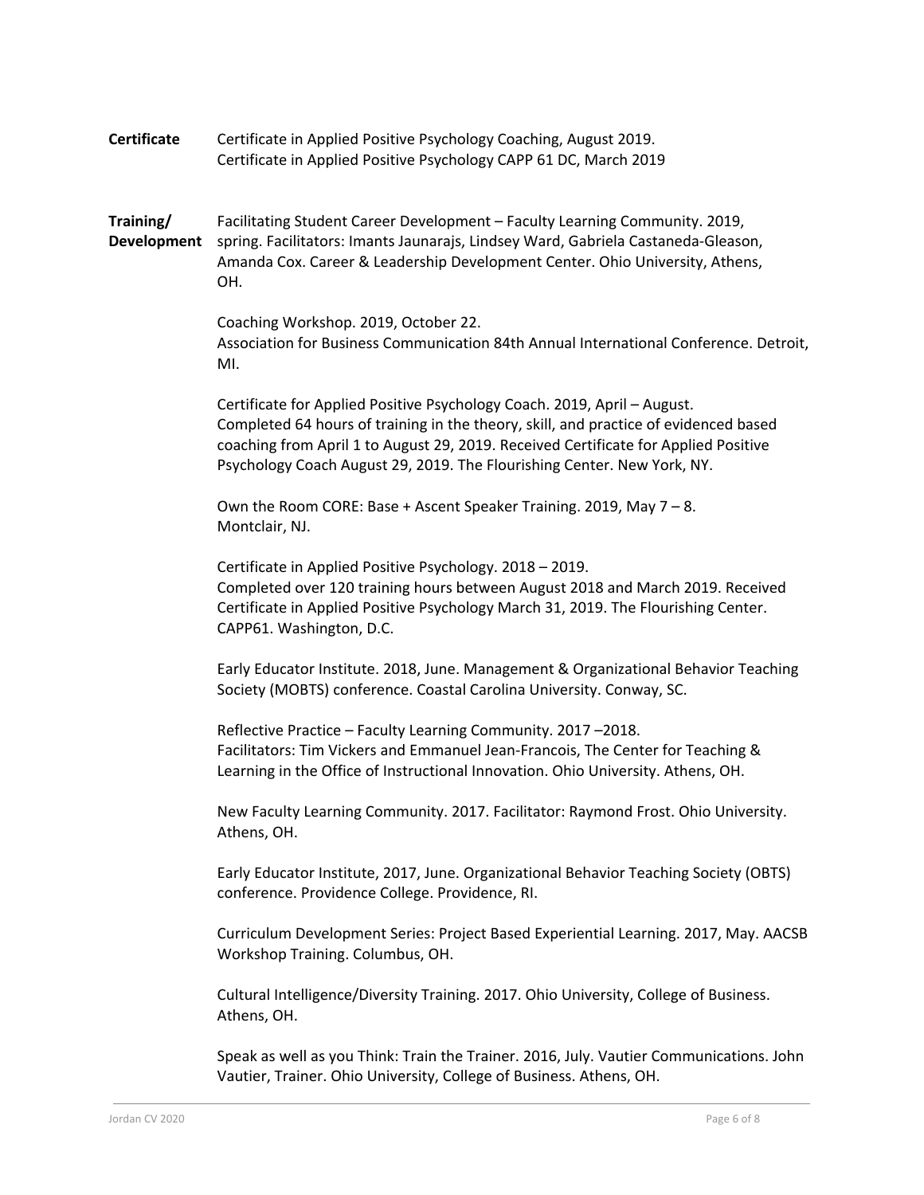**Certificate**

Certificate in Applied Positive Psychology Coaching, August 2019.
Certificate in Applied Positive Psychology CAPP 61 DC, March 2019

**Training/ Development**

Facilitating Student Career Development – Faculty Learning Community. 2019, spring. Facilitators: Imants Jaunarajs, Lindsey Ward, Gabriela Castaneda-Gleason, Amanda Cox. Career & Leadership Development Center. Ohio University, Athens, OH.

Coaching Workshop. 2019, October 22.
Association for Business Communication 84th Annual International Conference. Detroit, MI.

Certificate for Applied Positive Psychology Coach. 2019, April – August.
Completed 64 hours of training in the theory, skill, and practice of evidenced based coaching from April 1 to August 29, 2019. Received Certificate for Applied Positive Psychology Coach August 29, 2019. The Flourishing Center. New York, NY.

Own the Room CORE: Base + Ascent Speaker Training. 2019, May 7 – 8.
Montclair, NJ.

Certificate in Applied Positive Psychology. 2018 – 2019.
Completed over 120 training hours between August 2018 and March 2019. Received Certificate in Applied Positive Psychology March 31, 2019. The Flourishing Center. CAPP61. Washington, D.C.

Early Educator Institute. 2018, June. Management & Organizational Behavior Teaching Society (MOBTS) conference. Coastal Carolina University. Conway, SC.

Reflective Practice – Faculty Learning Community. 2017 –2018.
Facilitators: Tim Vickers and Emmanuel Jean-Francois, The Center for Teaching & Learning in the Office of Instructional Innovation. Ohio University. Athens, OH.

New Faculty Learning Community. 2017. Facilitator: Raymond Frost. Ohio University. Athens, OH.

Early Educator Institute, 2017, June. Organizational Behavior Teaching Society (OBTS) conference. Providence College. Providence, RI.

Curriculum Development Series: Project Based Experiential Learning. 2017, May. AACSB Workshop Training. Columbus, OH.

Cultural Intelligence/Diversity Training. 2017. Ohio University, College of Business. Athens, OH.

Speak as well as you Think: Train the Trainer. 2016, July. Vautier Communications. John Vautier, Trainer. Ohio University, College of Business. Athens, OH.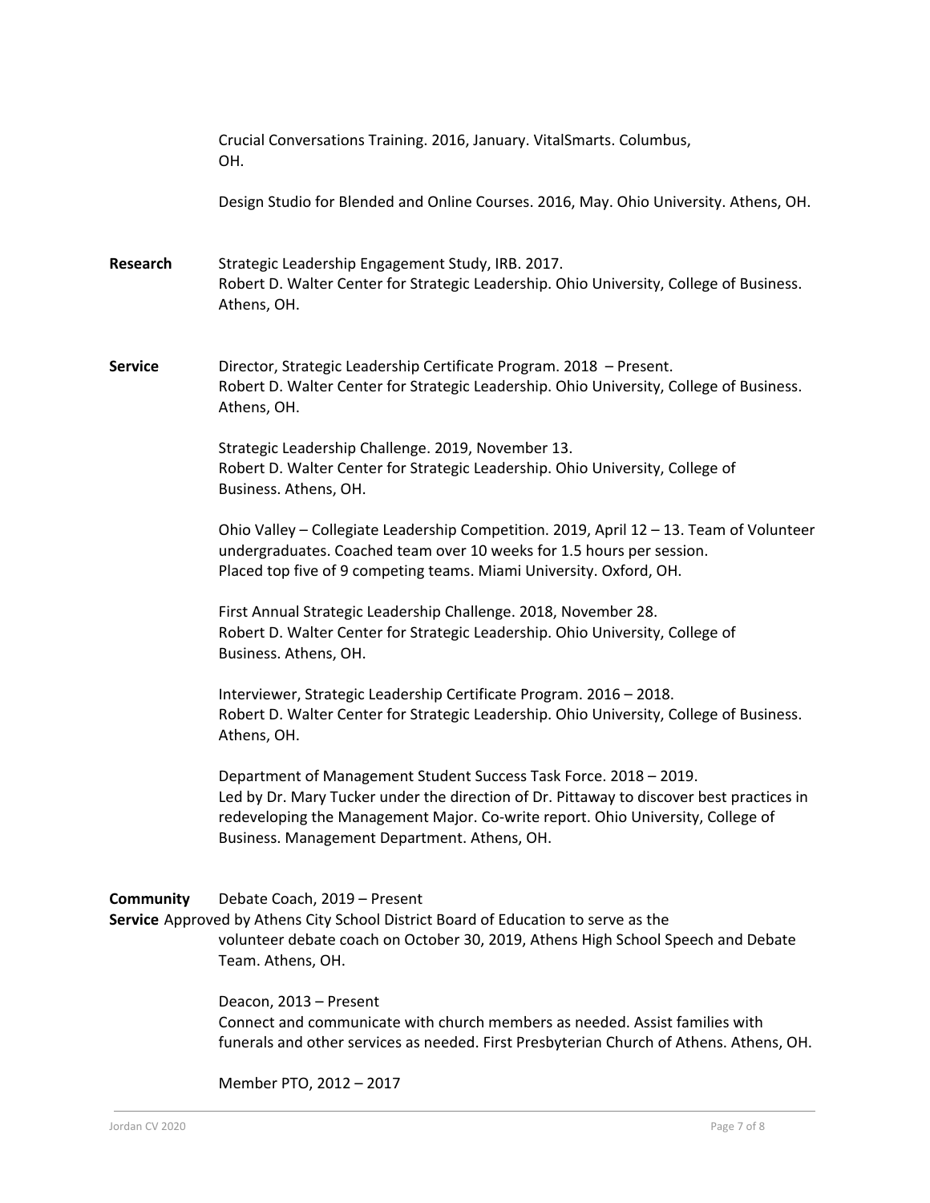Crucial Conversations Training. 2016, January. VitalSmarts. Columbus, OH.

Design Studio for Blended and Online Courses. 2016, May. Ohio University. Athens, OH.

**Research**

Strategic Leadership Engagement Study, IRB. 2017.
Robert D. Walter Center for Strategic Leadership. Ohio University, College of Business. Athens, OH.

**Service**

Director, Strategic Leadership Certificate Program. 2018 – Present.
Robert D. Walter Center for Strategic Leadership. Ohio University, College of Business. Athens, OH.

Strategic Leadership Challenge. 2019, November 13.
Robert D. Walter Center for Strategic Leadership. Ohio University, College of Business. Athens, OH.

Ohio Valley – Collegiate Leadership Competition. 2019, April 12 – 13. Team of Volunteer undergraduates. Coached team over 10 weeks for 1.5 hours per session. Placed top five of 9 competing teams. Miami University. Oxford, OH.

First Annual Strategic Leadership Challenge. 2018, November 28.
Robert D. Walter Center for Strategic Leadership. Ohio University, College of Business. Athens, OH.

Interviewer, Strategic Leadership Certificate Program. 2016 – 2018.
Robert D. Walter Center for Strategic Leadership. Ohio University, College of Business. Athens, OH.

Department of Management Student Success Task Force. 2018 – 2019.
Led by Dr. Mary Tucker under the direction of Dr. Pittaway to discover best practices in redeveloping the Management Major. Co-write report. Ohio University, College of Business. Management Department. Athens, OH.

**Community Service**

Debate Coach, 2019 – Present
Approved by Athens City School District Board of Education to serve as the volunteer debate coach on October 30, 2019, Athens High School Speech and Debate Team. Athens, OH.

Deacon, 2013 – Present
Connect and communicate with church members as needed. Assist families with funerals and other services as needed. First Presbyterian Church of Athens. Athens, OH.

Member PTO, 2012 – 2017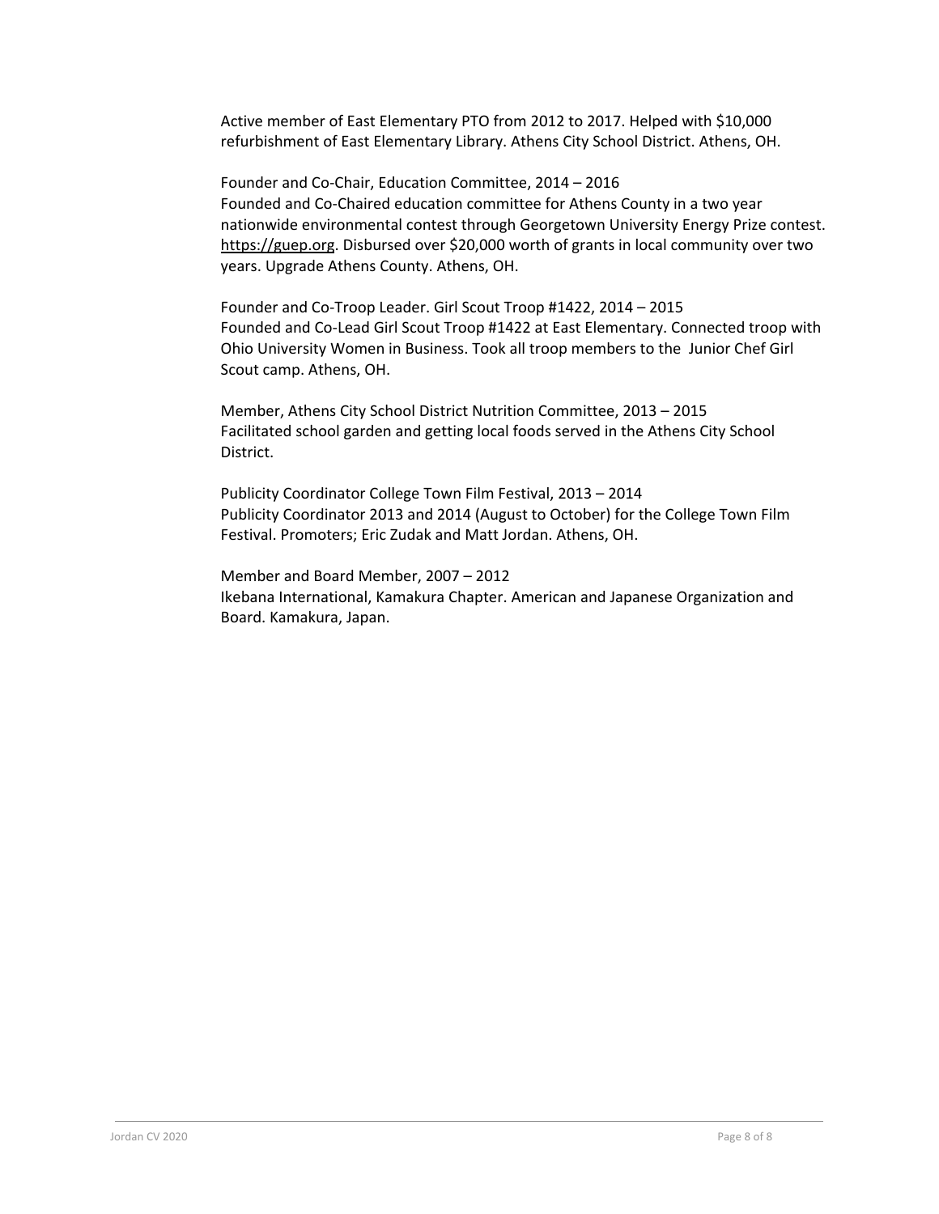Active member of East Elementary PTO from 2012 to 2017. Helped with $10,000 refurbishment of East Elementary Library. Athens City School District. Athens, OH.

Founder and Co-Chair, Education Committee, 2014 – 2016
Founded and Co-Chaired education committee for Athens County in a two year nationwide environmental contest through Georgetown University Energy Prize contest. https://guep.org. Disbursed over $20,000 worth of grants in local community over two years. Upgrade Athens County. Athens, OH.

Founder and Co-Troop Leader. Girl Scout Troop #1422, 2014 – 2015
Founded and Co-Lead Girl Scout Troop #1422 at East Elementary. Connected troop with Ohio University Women in Business. Took all troop members to the Junior Chef Girl Scout camp. Athens, OH.

Member, Athens City School District Nutrition Committee, 2013 – 2015
Facilitated school garden and getting local foods served in the Athens City School District.

Publicity Coordinator College Town Film Festival, 2013 – 2014
Publicity Coordinator 2013 and 2014 (August to October) for the College Town Film Festival. Promoters; Eric Zudak and Matt Jordan. Athens, OH.

Member and Board Member, 2007 – 2012
Ikebana International, Kamakura Chapter. American and Japanese Organization and Board. Kamakura, Japan.